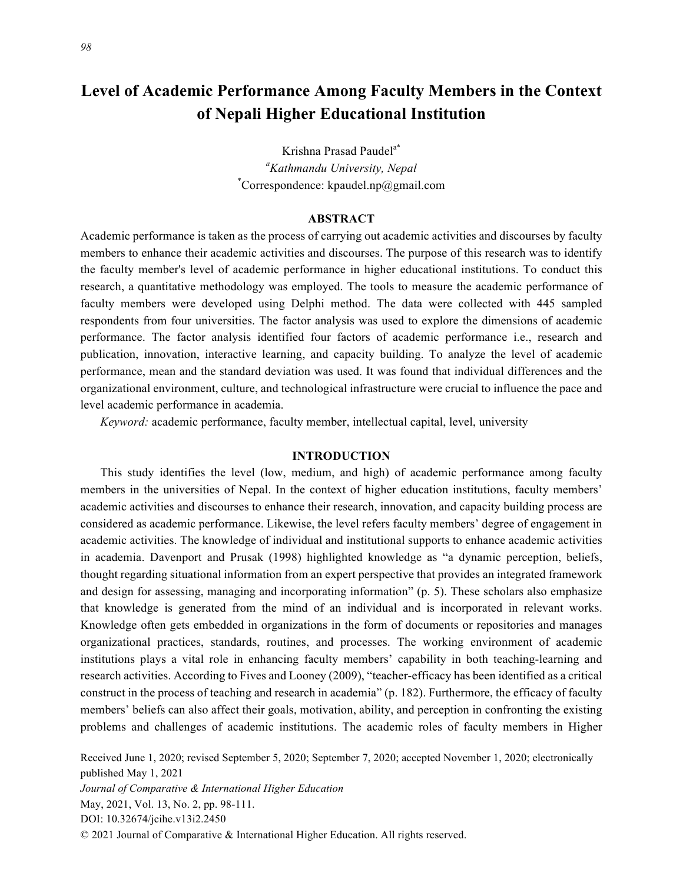# Level of Academic Performance Among Faculty Members in the Context of Nepali Higher Educational Institution

Krishna Prasad Paudel[a*]

[a]*Kathmandu University, Nepal*

[*]Correspondence: kpaudel.np@gmail.com

## ABSTRACT

Academic performance is taken as the process of carrying out academic activities and discourses by faculty members to enhance their academic activities and discourses. The purpose of this research was to identify the faculty member's level of academic performance in higher educational institutions. To conduct this research, a quantitative methodology was employed. The tools to measure the academic performance of faculty members were developed using Delphi method. The data were collected with 445 sampled respondents from four universities. The factor analysis was used to explore the dimensions of academic performance. The factor analysis identified four factors of academic performance i.e., research and publication, innovation, interactive learning, and capacity building. To analyze the level of academic performance, mean and the standard deviation was used. It was found that individual differences and the organizational environment, culture, and technological infrastructure were crucial to influence the pace and level academic performance in academia.

*Keyword:* academic performance, faculty member, intellectual capital, level, university

## INTRODUCTION

This study identifies the level (low, medium, and high) of academic performance among faculty members in the universities of Nepal. In the context of higher education institutions, faculty members' academic activities and discourses to enhance their research, innovation, and capacity building process are considered as academic performance. Likewise, the level refers faculty members' degree of engagement in academic activities. The knowledge of individual and institutional supports to enhance academic activities in academia. Davenport and Prusak (1998) highlighted knowledge as "a dynamic perception, beliefs, thought regarding situational information from an expert perspective that provides an integrated framework and design for assessing, managing and incorporating information" (p. 5). These scholars also emphasize that knowledge is generated from the mind of an individual and is incorporated in relevant works. Knowledge often gets embedded in organizations in the form of documents or repositories and manages organizational practices, standards, routines, and processes. The working environment of academic institutions plays a vital role in enhancing faculty members' capability in both teaching-learning and research activities. According to Fives and Looney (2009), "teacher-efficacy has been identified as a critical construct in the process of teaching and research in academia" (p. 182). Furthermore, the efficacy of faculty members' beliefs can also affect their goals, motivation, ability, and perception in confronting the existing problems and challenges of academic institutions. The academic roles of faculty members in Higher

Received June 1, 2020; revised September 5, 2020; September 7, 2020; accepted November 1, 2020; electronically published May 1, 2021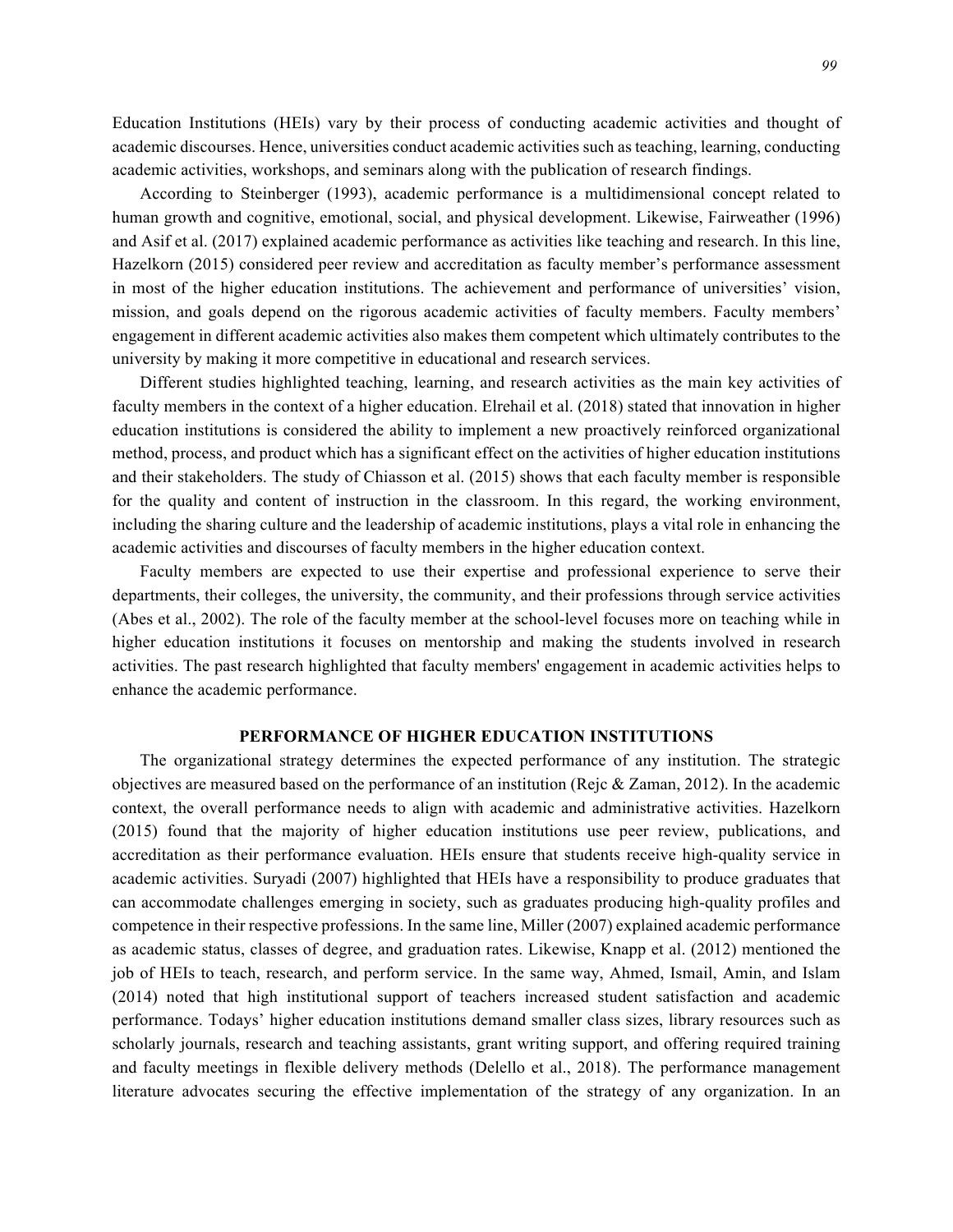Education Institutions (HEIs) vary by their process of conducting academic activities and thought of academic discourses. Hence, universities conduct academic activities such as teaching, learning, conducting academic activities, workshops, and seminars along with the publication of research findings.

According to Steinberger (1993), academic performance is a multidimensional concept related to human growth and cognitive, emotional, social, and physical development. Likewise, Fairweather (1996) and Asif et al. (2017) explained academic performance as activities like teaching and research. In this line, Hazelkorn (2015) considered peer review and accreditation as faculty member's performance assessment in most of the higher education institutions. The achievement and performance of universities' vision, mission, and goals depend on the rigorous academic activities of faculty members. Faculty members' engagement in different academic activities also makes them competent which ultimately contributes to the university by making it more competitive in educational and research services.

Different studies highlighted teaching, learning, and research activities as the main key activities of faculty members in the context of a higher education. Elrehail et al. (2018) stated that innovation in higher education institutions is considered the ability to implement a new proactively reinforced organizational method, process, and product which has a significant effect on the activities of higher education institutions and their stakeholders. The study of Chiasson et al. (2015) shows that each faculty member is responsible for the quality and content of instruction in the classroom. In this regard, the working environment, including the sharing culture and the leadership of academic institutions, plays a vital role in enhancing the academic activities and discourses of faculty members in the higher education context.

Faculty members are expected to use their expertise and professional experience to serve their departments, their colleges, the university, the community, and their professions through service activities (Abes et al., 2002). The role of the faculty member at the school-level focuses more on teaching while in higher education institutions it focuses on mentorship and making the students involved in research activities. The past research highlighted that faculty members' engagement in academic activities helps to enhance the academic performance.

## PERFORMANCE OF HIGHER EDUCATION INSTITUTIONS

The organizational strategy determines the expected performance of any institution. The strategic objectives are measured based on the performance of an institution (Rejc & Zaman, 2012). In the academic context, the overall performance needs to align with academic and administrative activities. Hazelkorn (2015) found that the majority of higher education institutions use peer review, publications, and accreditation as their performance evaluation. HEIs ensure that students receive high-quality service in academic activities. Suryadi (2007) highlighted that HEIs have a responsibility to produce graduates that can accommodate challenges emerging in society, such as graduates producing high-quality profiles and competence in their respective professions. In the same line, Miller (2007) explained academic performance as academic status, classes of degree, and graduation rates. Likewise, Knapp et al. (2012) mentioned the job of HEIs to teach, research, and perform service. In the same way, Ahmed, Ismail, Amin, and Islam (2014) noted that high institutional support of teachers increased student satisfaction and academic performance. Todays' higher education institutions demand smaller class sizes, library resources such as scholarly journals, research and teaching assistants, grant writing support, and offering required training and faculty meetings in flexible delivery methods (Delello et al., 2018). The performance management literature advocates securing the effective implementation of the strategy of any organization. In an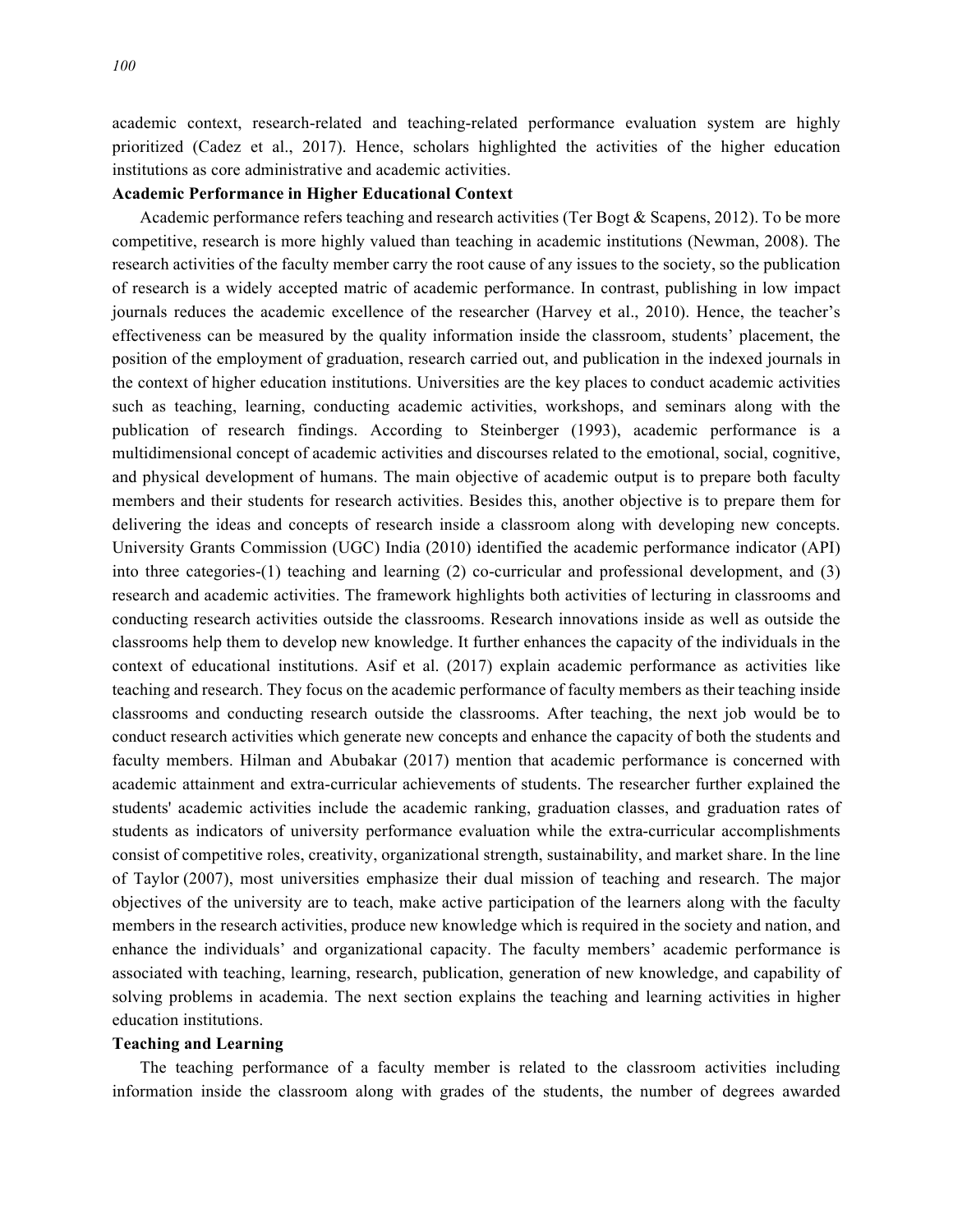academic context, research-related and teaching-related performance evaluation system are highly prioritized (Cadez et al., 2017). Hence, scholars highlighted the activities of the higher education institutions as core administrative and academic activities.

**Academic Performance in Higher Educational Context**

Academic performance refers teaching and research activities (Ter Bogt & Scapens, 2012). To be more competitive, research is more highly valued than teaching in academic institutions (Newman, 2008). The research activities of the faculty member carry the root cause of any issues to the society, so the publication of research is a widely accepted matric of academic performance. In contrast, publishing in low impact journals reduces the academic excellence of the researcher (Harvey et al., 2010). Hence, the teacher's effectiveness can be measured by the quality information inside the classroom, students' placement, the position of the employment of graduation, research carried out, and publication in the indexed journals in the context of higher education institutions. Universities are the key places to conduct academic activities such as teaching, learning, conducting academic activities, workshops, and seminars along with the publication of research findings. According to Steinberger (1993), academic performance is a multidimensional concept of academic activities and discourses related to the emotional, social, cognitive, and physical development of humans. The main objective of academic output is to prepare both faculty members and their students for research activities. Besides this, another objective is to prepare them for delivering the ideas and concepts of research inside a classroom along with developing new concepts. University Grants Commission (UGC) India (2010) identified the academic performance indicator (API) into three categories-(1) teaching and learning (2) co-curricular and professional development, and (3) research and academic activities. The framework highlights both activities of lecturing in classrooms and conducting research activities outside the classrooms. Research innovations inside as well as outside the classrooms help them to develop new knowledge. It further enhances the capacity of the individuals in the context of educational institutions. Asif et al. (2017) explain academic performance as activities like teaching and research. They focus on the academic performance of faculty members as their teaching inside classrooms and conducting research outside the classrooms. After teaching, the next job would be to conduct research activities which generate new concepts and enhance the capacity of both the students and faculty members. Hilman and Abubakar (2017) mention that academic performance is concerned with academic attainment and extra-curricular achievements of students. The researcher further explained the students' academic activities include the academic ranking, graduation classes, and graduation rates of students as indicators of university performance evaluation while the extra-curricular accomplishments consist of competitive roles, creativity, organizational strength, sustainability, and market share. In the line of Taylor (2007), most universities emphasize their dual mission of teaching and research. The major objectives of the university are to teach, make active participation of the learners along with the faculty members in the research activities, produce new knowledge which is required in the society and nation, and enhance the individuals' and organizational capacity. The faculty members' academic performance is associated with teaching, learning, research, publication, generation of new knowledge, and capability of solving problems in academia. The next section explains the teaching and learning activities in higher education institutions.

**Teaching and Learning**

The teaching performance of a faculty member is related to the classroom activities including information inside the classroom along with grades of the students, the number of degrees awarded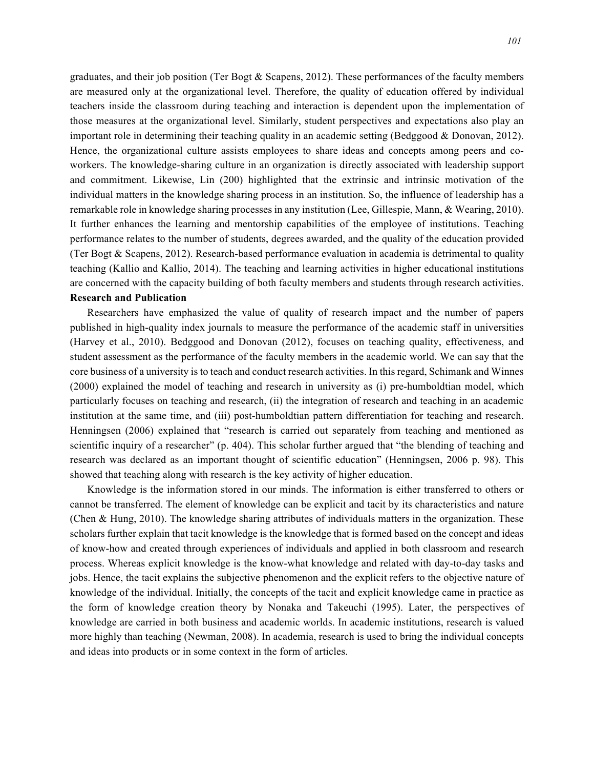graduates, and their job position (Ter Bogt & Scapens, 2012). These performances of the faculty members are measured only at the organizational level. Therefore, the quality of education offered by individual teachers inside the classroom during teaching and interaction is dependent upon the implementation of those measures at the organizational level. Similarly, student perspectives and expectations also play an important role in determining their teaching quality in an academic setting (Bedggood & Donovan, 2012). Hence, the organizational culture assists employees to share ideas and concepts among peers and co-workers. The knowledge-sharing culture in an organization is directly associated with leadership support and commitment. Likewise, Lin (200) highlighted that the extrinsic and intrinsic motivation of the individual matters in the knowledge sharing process in an institution. So, the influence of leadership has a remarkable role in knowledge sharing processes in any institution (Lee, Gillespie, Mann, & Wearing, 2010). It further enhances the learning and mentorship capabilities of the employee of institutions. Teaching performance relates to the number of students, degrees awarded, and the quality of the education provided (Ter Bogt & Scapens, 2012). Research-based performance evaluation in academia is detrimental to quality teaching (Kallio and Kallio, 2014). The teaching and learning activities in higher educational institutions are concerned with the capacity building of both faculty members and students through research activities.

**Research and Publication**

Researchers have emphasized the value of quality of research impact and the number of papers published in high-quality index journals to measure the performance of the academic staff in universities (Harvey et al., 2010). Bedggood and Donovan (2012), focuses on teaching quality, effectiveness, and student assessment as the performance of the faculty members in the academic world. We can say that the core business of a university is to teach and conduct research activities. In this regard, Schimank and Winnes (2000) explained the model of teaching and research in university as (i) pre-humboldtian model, which particularly focuses on teaching and research, (ii) the integration of research and teaching in an academic institution at the same time, and (iii) post-humboldtian pattern differentiation for teaching and research. Henningsen (2006) explained that "research is carried out separately from teaching and mentioned as scientific inquiry of a researcher" (p. 404). This scholar further argued that "the blending of teaching and research was declared as an important thought of scientific education" (Henningsen, 2006 p. 98). This showed that teaching along with research is the key activity of higher education.

Knowledge is the information stored in our minds. The information is either transferred to others or cannot be transferred. The element of knowledge can be explicit and tacit by its characteristics and nature (Chen & Hung, 2010). The knowledge sharing attributes of individuals matters in the organization. These scholars further explain that tacit knowledge is the knowledge that is formed based on the concept and ideas of know-how and created through experiences of individuals and applied in both classroom and research process. Whereas explicit knowledge is the know-what knowledge and related with day-to-day tasks and jobs. Hence, the tacit explains the subjective phenomenon and the explicit refers to the objective nature of knowledge of the individual. Initially, the concepts of the tacit and explicit knowledge came in practice as the form of knowledge creation theory by Nonaka and Takeuchi (1995). Later, the perspectives of knowledge are carried in both business and academic worlds. In academic institutions, research is valued more highly than teaching (Newman, 2008). In academia, research is used to bring the individual concepts and ideas into products or in some context in the form of articles.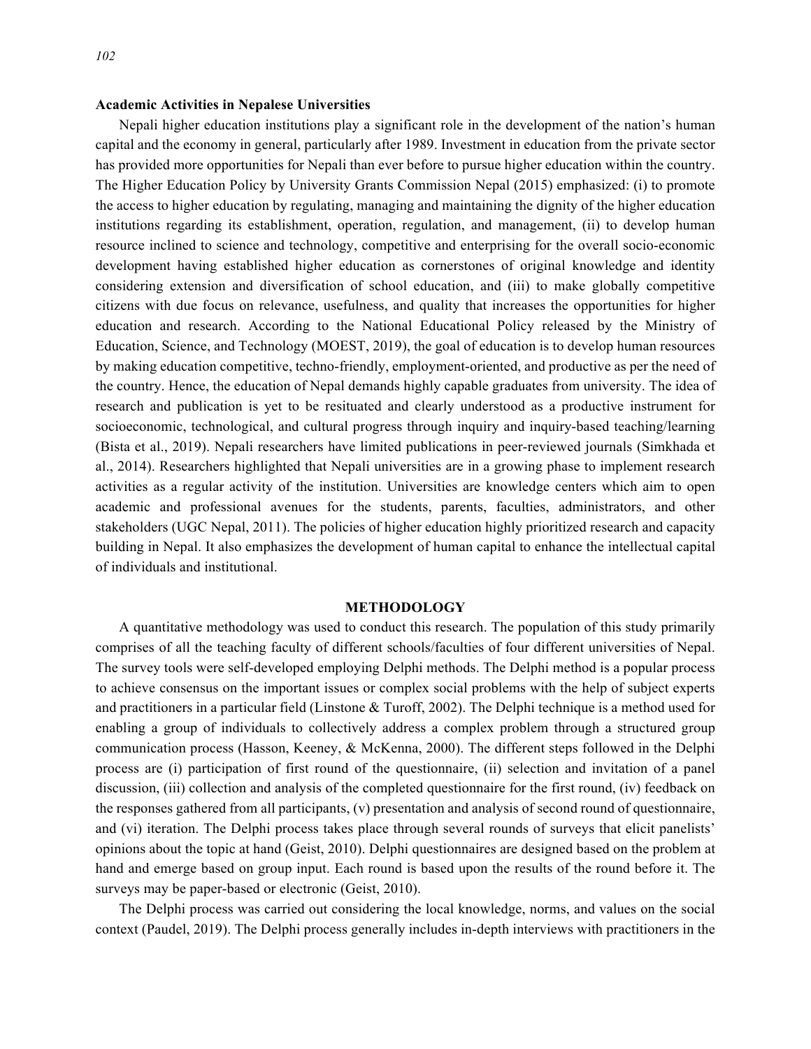### Academic Activities in Nepalese Universities

Nepali higher education institutions play a significant role in the development of the nation's human capital and the economy in general, particularly after 1989. Investment in education from the private sector has provided more opportunities for Nepali than ever before to pursue higher education within the country. The Higher Education Policy by University Grants Commission Nepal (2015) emphasized: (i) to promote the access to higher education by regulating, managing and maintaining the dignity of the higher education institutions regarding its establishment, operation, regulation, and management, (ii) to develop human resource inclined to science and technology, competitive and enterprising for the overall socio-economic development having established higher education as cornerstones of original knowledge and identity considering extension and diversification of school education, and (iii) to make globally competitive citizens with due focus on relevance, usefulness, and quality that increases the opportunities for higher education and research. According to the National Educational Policy released by the Ministry of Education, Science, and Technology (MOEST, 2019), the goal of education is to develop human resources by making education competitive, techno-friendly, employment-oriented, and productive as per the need of the country. Hence, the education of Nepal demands highly capable graduates from university. The idea of research and publication is yet to be resituated and clearly understood as a productive instrument for socioeconomic, technological, and cultural progress through inquiry and inquiry-based teaching/learning (Bista et al., 2019). Nepali researchers have limited publications in peer-reviewed journals (Simkhada et al., 2014). Researchers highlighted that Nepali universities are in a growing phase to implement research activities as a regular activity of the institution. Universities are knowledge centers which aim to open academic and professional avenues for the students, parents, faculties, administrators, and other stakeholders (UGC Nepal, 2011). The policies of higher education highly prioritized research and capacity building in Nepal. It also emphasizes the development of human capital to enhance the intellectual capital of individuals and institutional.

## METHODOLOGY

A quantitative methodology was used to conduct this research. The population of this study primarily comprises of all the teaching faculty of different schools/faculties of four different universities of Nepal. The survey tools were self-developed employing Delphi methods. The Delphi method is a popular process to achieve consensus on the important issues or complex social problems with the help of subject experts and practitioners in a particular field (Linstone & Turoff, 2002). The Delphi technique is a method used for enabling a group of individuals to collectively address a complex problem through a structured group communication process (Hasson, Keeney, & McKenna, 2000). The different steps followed in the Delphi process are (i) participation of first round of the questionnaire, (ii) selection and invitation of a panel discussion, (iii) collection and analysis of the completed questionnaire for the first round, (iv) feedback on the responses gathered from all participants, (v) presentation and analysis of second round of questionnaire, and (vi) iteration. The Delphi process takes place through several rounds of surveys that elicit panelists' opinions about the topic at hand (Geist, 2010). Delphi questionnaires are designed based on the problem at hand and emerge based on group input. Each round is based upon the results of the round before it. The surveys may be paper-based or electronic (Geist, 2010).

The Delphi process was carried out considering the local knowledge, norms, and values on the social context (Paudel, 2019). The Delphi process generally includes in-depth interviews with practitioners in the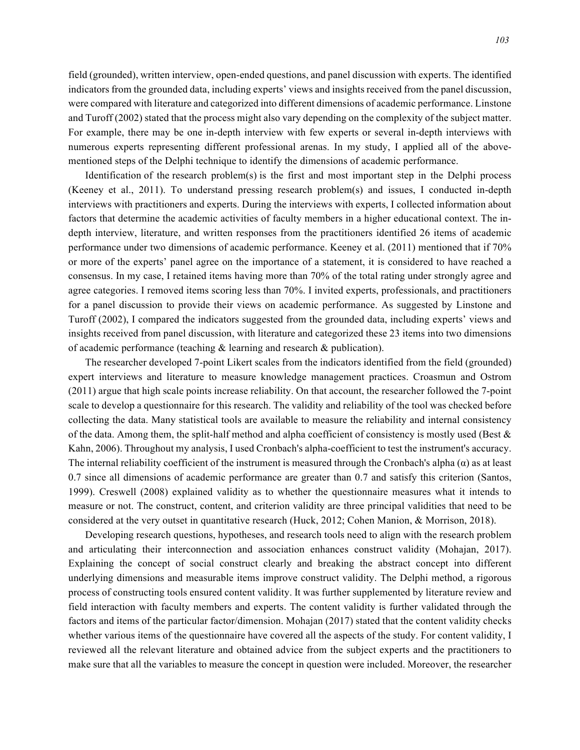field (grounded), written interview, open-ended questions, and panel discussion with experts. The identified indicators from the grounded data, including experts' views and insights received from the panel discussion, were compared with literature and categorized into different dimensions of academic performance. Linstone and Turoff (2002) stated that the process might also vary depending on the complexity of the subject matter. For example, there may be one in-depth interview with few experts or several in-depth interviews with numerous experts representing different professional arenas. In my study, I applied all of the above-mentioned steps of the Delphi technique to identify the dimensions of academic performance.

Identification of the research problem(s) is the first and most important step in the Delphi process (Keeney et al., 2011). To understand pressing research problem(s) and issues, I conducted in-depth interviews with practitioners and experts. During the interviews with experts, I collected information about factors that determine the academic activities of faculty members in a higher educational context. The in-depth interview, literature, and written responses from the practitioners identified 26 items of academic performance under two dimensions of academic performance. Keeney et al. (2011) mentioned that if 70% or more of the experts' panel agree on the importance of a statement, it is considered to have reached a consensus. In my case, I retained items having more than 70% of the total rating under strongly agree and agree categories. I removed items scoring less than 70%. I invited experts, professionals, and practitioners for a panel discussion to provide their views on academic performance. As suggested by Linstone and Turoff (2002), I compared the indicators suggested from the grounded data, including experts' views and insights received from panel discussion, with literature and categorized these 23 items into two dimensions of academic performance (teaching & learning and research & publication).

The researcher developed 7-point Likert scales from the indicators identified from the field (grounded) expert interviews and literature to measure knowledge management practices. Croasmun and Ostrom (2011) argue that high scale points increase reliability. On that account, the researcher followed the 7-point scale to develop a questionnaire for this research. The validity and reliability of the tool was checked before collecting the data. Many statistical tools are available to measure the reliability and internal consistency of the data. Among them, the split-half method and alpha coefficient of consistency is mostly used (Best & Kahn, 2006). Throughout my analysis, I used Cronbach's alpha-coefficient to test the instrument's accuracy. The internal reliability coefficient of the instrument is measured through the Cronbach's alpha ($\alpha$) as at least 0.7 since all dimensions of academic performance are greater than 0.7 and satisfy this criterion (Santos, 1999). Creswell (2008) explained validity as to whether the questionnaire measures what it intends to measure or not. The construct, content, and criterion validity are three principal validities that need to be considered at the very outset in quantitative research (Huck, 2012; Cohen Manion, & Morrison, 2018).

Developing research questions, hypotheses, and research tools need to align with the research problem and articulating their interconnection and association enhances construct validity (Mohajan, 2017). Explaining the concept of social construct clearly and breaking the abstract concept into different underlying dimensions and measurable items improve construct validity. The Delphi method, a rigorous process of constructing tools ensured content validity. It was further supplemented by literature review and field interaction with faculty members and experts. The content validity is further validated through the factors and items of the particular factor/dimension. Mohajan (2017) stated that the content validity checks whether various items of the questionnaire have covered all the aspects of the study. For content validity, I reviewed all the relevant literature and obtained advice from the subject experts and the practitioners to make sure that all the variables to measure the concept in question were included. Moreover, the researcher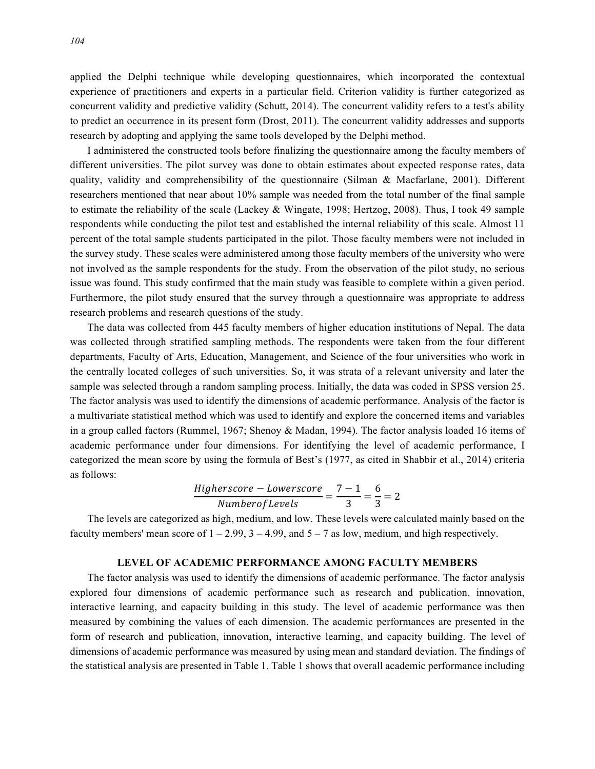applied the Delphi technique while developing questionnaires, which incorporated the contextual experience of practitioners and experts in a particular field. Criterion validity is further categorized as concurrent validity and predictive validity (Schutt, 2014). The concurrent validity refers to a test's ability to predict an occurrence in its present form (Drost, 2011). The concurrent validity addresses and supports research by adopting and applying the same tools developed by the Delphi method.

I administered the constructed tools before finalizing the questionnaire among the faculty members of different universities. The pilot survey was done to obtain estimates about expected response rates, data quality, validity and comprehensibility of the questionnaire (Silman & Macfarlane, 2001). Different researchers mentioned that near about 10% sample was needed from the total number of the final sample to estimate the reliability of the scale (Lackey & Wingate, 1998; Hertzog, 2008). Thus, I took 49 sample respondents while conducting the pilot test and established the internal reliability of this scale. Almost 11 percent of the total sample students participated in the pilot. Those faculty members were not included in the survey study. These scales were administered among those faculty members of the university who were not involved as the sample respondents for the study. From the observation of the pilot study, no serious issue was found. This study confirmed that the main study was feasible to complete within a given period. Furthermore, the pilot study ensured that the survey through a questionnaire was appropriate to address research problems and research questions of the study.

The data was collected from 445 faculty members of higher education institutions of Nepal. The data was collected through stratified sampling methods. The respondents were taken from the four different departments, Faculty of Arts, Education, Management, and Science of the four universities who work in the centrally located colleges of such universities. So, it was strata of a relevant university and later the sample was selected through a random sampling process. Initially, the data was coded in SPSS version 25. The factor analysis was used to identify the dimensions of academic performance. Analysis of the factor is a multivariate statistical method which was used to identify and explore the concerned items and variables in a group called factors (Rummel, 1967; Shenoy & Madan, 1994). The factor analysis loaded 16 items of academic performance under four dimensions. For identifying the level of academic performance, I categorized the mean score by using the formula of Best's (1977, as cited in Shabbir et al., 2014) criteria as follows:

$$\frac{Higherscore - Lowerscore}{Numberof Levels} = \frac{7-1}{3} = \frac{6}{3} = 2$$

The levels are categorized as high, medium, and low. These levels were calculated mainly based on the faculty members' mean score of 1 – 2.99, 3 – 4.99, and 5 – 7 as low, medium, and high respectively.

## LEVEL OF ACADEMIC PERFORMANCE AMONG FACULTY MEMBERS

The factor analysis was used to identify the dimensions of academic performance. The factor analysis explored four dimensions of academic performance such as research and publication, innovation, interactive learning, and capacity building in this study. The level of academic performance was then measured by combining the values of each dimension. The academic performances are presented in the form of research and publication, innovation, interactive learning, and capacity building. The level of dimensions of academic performance was measured by using mean and standard deviation. The findings of the statistical analysis are presented in Table 1. Table 1 shows that overall academic performance including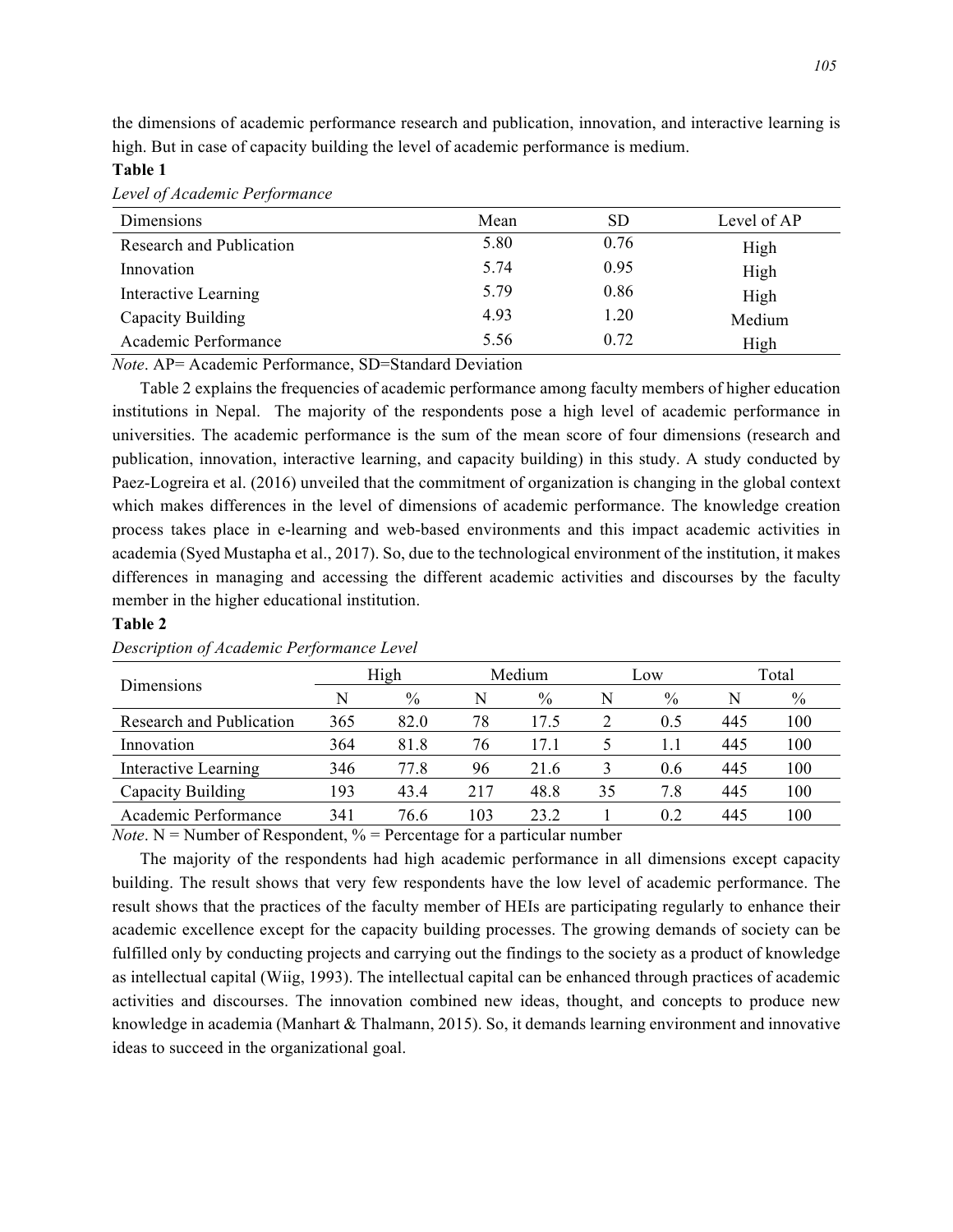the dimensions of academic performance research and publication, innovation, and interactive learning is high. But in case of capacity building the level of academic performance is medium.

**Table 1**

*Level of Academic Performance*

| Dimensions | Mean | SD | Level of AP |
|---|---|---|---|
| Research and Publication | 5.80 | 0.76 | High |
| Innovation | 5.74 | 0.95 | High |
| Interactive Learning | 5.79 | 0.86 | High |
| Capacity Building | 4.93 | 1.20 | Medium |
| Academic Performance | 5.56 | 0.72 | High |

*Note*. AP= Academic Performance, SD=Standard Deviation

Table 2 explains the frequencies of academic performance among faculty members of higher education institutions in Nepal. The majority of the respondents pose a high level of academic performance in universities. The academic performance is the sum of the mean score of four dimensions (research and publication, innovation, interactive learning, and capacity building) in this study. A study conducted by Paez-Logreira et al. (2016) unveiled that the commitment of organization is changing in the global context which makes differences in the level of dimensions of academic performance. The knowledge creation process takes place in e-learning and web-based environments and this impact academic activities in academia (Syed Mustapha et al., 2017). So, due to the technological environment of the institution, it makes differences in managing and accessing the different academic activities and discourses by the faculty member in the higher educational institution.

**Table 2**

*Description of Academic Performance Level*

| Dimensions | High | | Medium | | Low | | Total | |
|---|---|---|---|---|---|---|---|---|
| | N | % | N | % | N | % | N | % |
| Research and Publication | 365 | 82.0 | 78 | 17.5 | 2 | 0.5 | 445 | 100 |
| Innovation | 364 | 81.8 | 76 | 17.1 | 5 | 1.1 | 445 | 100 |
| Interactive Learning | 346 | 77.8 | 96 | 21.6 | 3 | 0.6 | 445 | 100 |
| Capacity Building | 193 | 43.4 | 217 | 48.8 | 35 | 7.8 | 445 | 100 |
| Academic Performance | 341 | 76.6 | 103 | 23.2 | 1 | 0.2 | 445 | 100 |

*Note*. N = Number of Respondent, % = Percentage for a particular number

The majority of the respondents had high academic performance in all dimensions except capacity building. The result shows that very few respondents have the low level of academic performance. The result shows that the practices of the faculty member of HEIs are participating regularly to enhance their academic excellence except for the capacity building processes. The growing demands of society can be fulfilled only by conducting projects and carrying out the findings to the society as a product of knowledge as intellectual capital (Wiig, 1993). The intellectual capital can be enhanced through practices of academic activities and discourses. The innovation combined new ideas, thought, and concepts to produce new knowledge in academia (Manhart & Thalmann, 2015). So, it demands learning environment and innovative ideas to succeed in the organizational goal.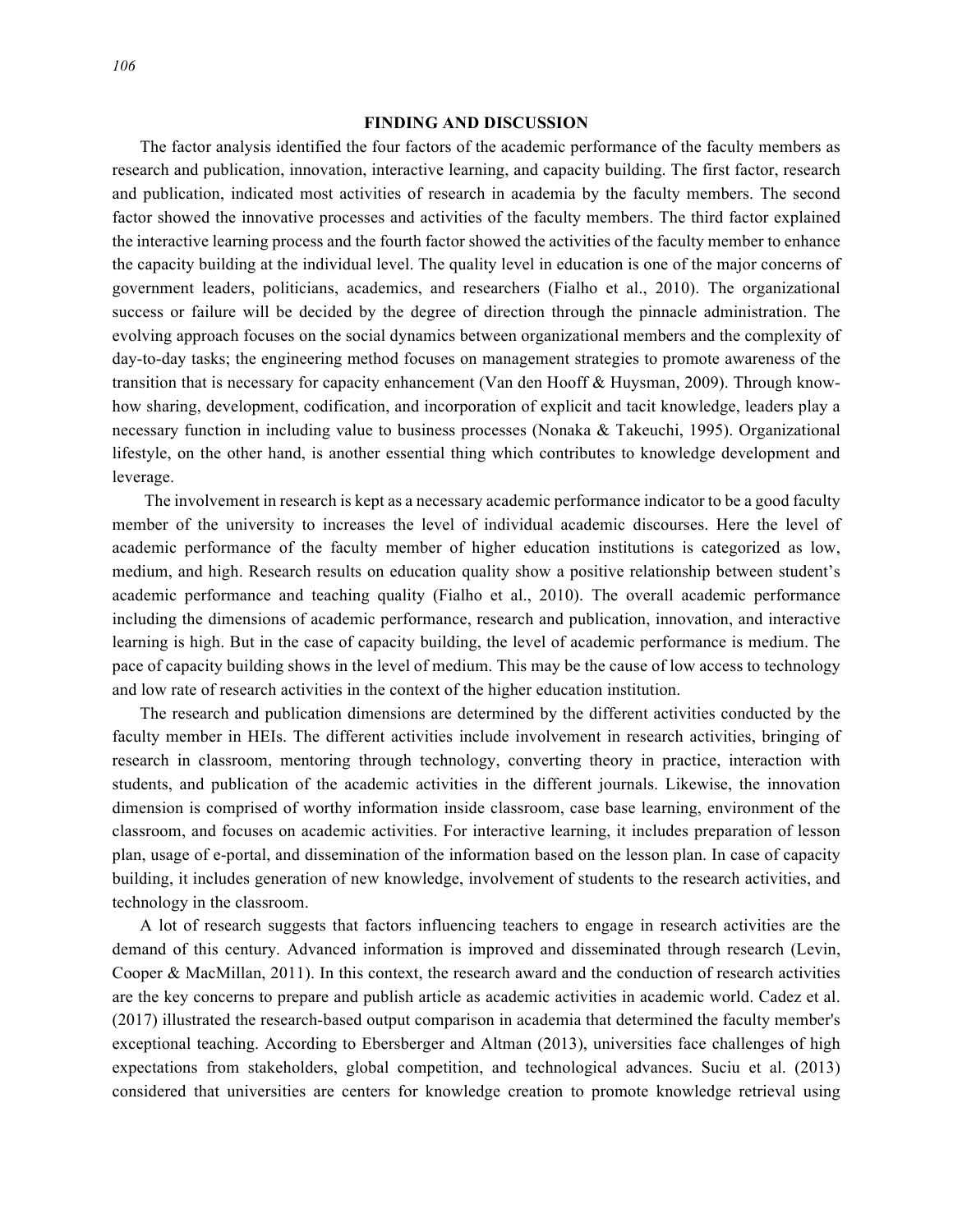## FINDING AND DISCUSSION

The factor analysis identified the four factors of the academic performance of the faculty members as research and publication, innovation, interactive learning, and capacity building. The first factor, research and publication, indicated most activities of research in academia by the faculty members. The second factor showed the innovative processes and activities of the faculty members. The third factor explained the interactive learning process and the fourth factor showed the activities of the faculty member to enhance the capacity building at the individual level. The quality level in education is one of the major concerns of government leaders, politicians, academics, and researchers (Fialho et al., 2010). The organizational success or failure will be decided by the degree of direction through the pinnacle administration. The evolving approach focuses on the social dynamics between organizational members and the complexity of day-to-day tasks; the engineering method focuses on management strategies to promote awareness of the transition that is necessary for capacity enhancement (Van den Hooff & Huysman, 2009). Through know-how sharing, development, codification, and incorporation of explicit and tacit knowledge, leaders play a necessary function in including value to business processes (Nonaka & Takeuchi, 1995). Organizational lifestyle, on the other hand, is another essential thing which contributes to knowledge development and leverage.

The involvement in research is kept as a necessary academic performance indicator to be a good faculty member of the university to increases the level of individual academic discourses. Here the level of academic performance of the faculty member of higher education institutions is categorized as low, medium, and high. Research results on education quality show a positive relationship between student's academic performance and teaching quality (Fialho et al., 2010). The overall academic performance including the dimensions of academic performance, research and publication, innovation, and interactive learning is high. But in the case of capacity building, the level of academic performance is medium. The pace of capacity building shows in the level of medium. This may be the cause of low access to technology and low rate of research activities in the context of the higher education institution.

The research and publication dimensions are determined by the different activities conducted by the faculty member in HEIs. The different activities include involvement in research activities, bringing of research in classroom, mentoring through technology, converting theory in practice, interaction with students, and publication of the academic activities in the different journals. Likewise, the innovation dimension is comprised of worthy information inside classroom, case base learning, environment of the classroom, and focuses on academic activities. For interactive learning, it includes preparation of lesson plan, usage of e-portal, and dissemination of the information based on the lesson plan. In case of capacity building, it includes generation of new knowledge, involvement of students to the research activities, and technology in the classroom.

A lot of research suggests that factors influencing teachers to engage in research activities are the demand of this century. Advanced information is improved and disseminated through research (Levin, Cooper & MacMillan, 2011). In this context, the research award and the conduction of research activities are the key concerns to prepare and publish article as academic activities in academic world. Cadez et al. (2017) illustrated the research-based output comparison in academia that determined the faculty member's exceptional teaching. According to Ebersberger and Altman (2013), universities face challenges of high expectations from stakeholders, global competition, and technological advances. Suciu et al. (2013) considered that universities are centers for knowledge creation to promote knowledge retrieval using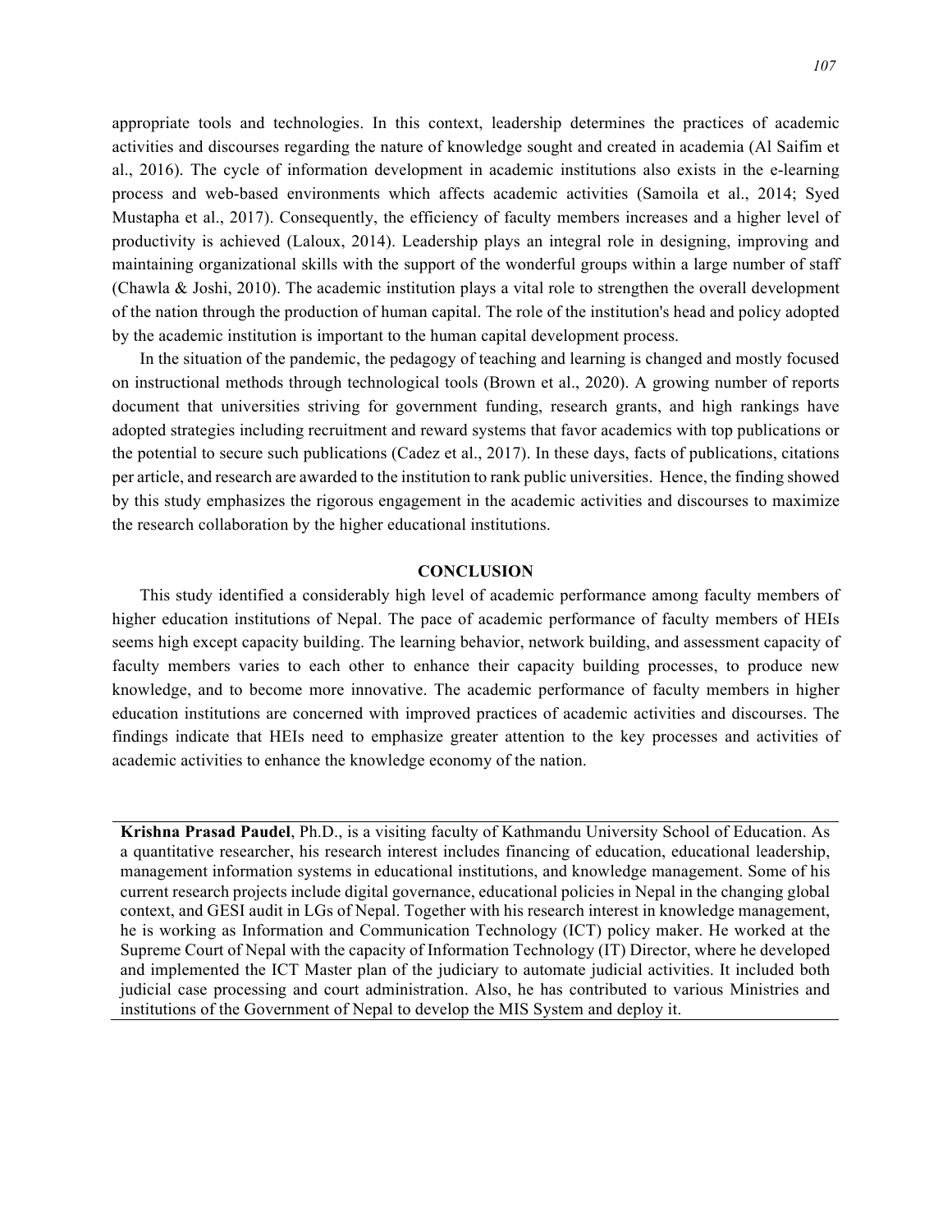appropriate tools and technologies. In this context, leadership determines the practices of academic activities and discourses regarding the nature of knowledge sought and created in academia (Al Saifim et al., 2016). The cycle of information development in academic institutions also exists in the e-learning process and web-based environments which affects academic activities (Samoila et al., 2014; Syed Mustapha et al., 2017). Consequently, the efficiency of faculty members increases and a higher level of productivity is achieved (Laloux, 2014). Leadership plays an integral role in designing, improving and maintaining organizational skills with the support of the wonderful groups within a large number of staff (Chawla & Joshi, 2010). The academic institution plays a vital role to strengthen the overall development of the nation through the production of human capital. The role of the institution's head and policy adopted by the academic institution is important to the human capital development process.

In the situation of the pandemic, the pedagogy of teaching and learning is changed and mostly focused on instructional methods through technological tools (Brown et al., 2020). A growing number of reports document that universities striving for government funding, research grants, and high rankings have adopted strategies including recruitment and reward systems that favor academics with top publications or the potential to secure such publications (Cadez et al., 2017). In these days, facts of publications, citations per article, and research are awarded to the institution to rank public universities. Hence, the finding showed by this study emphasizes the rigorous engagement in the academic activities and discourses to maximize the research collaboration by the higher educational institutions.

## CONCLUSION

This study identified a considerably high level of academic performance among faculty members of higher education institutions of Nepal. The pace of academic performance of faculty members of HEIs seems high except capacity building. The learning behavior, network building, and assessment capacity of faculty members varies to each other to enhance their capacity building processes, to produce new knowledge, and to become more innovative. The academic performance of faculty members in higher education institutions are concerned with improved practices of academic activities and discourses. The findings indicate that HEIs need to emphasize greater attention to the key processes and activities of academic activities to enhance the knowledge economy of the nation.

---

**Krishna Prasad Paudel**, Ph.D., is a visiting faculty of Kathmandu University School of Education. As a quantitative researcher, his research interest includes financing of education, educational leadership, management information systems in educational institutions, and knowledge management. Some of his current research projects include digital governance, educational policies in Nepal in the changing global context, and GESI audit in LGs of Nepal. Together with his research interest in knowledge management, he is working as Information and Communication Technology (ICT) policy maker. He worked at the Supreme Court of Nepal with the capacity of Information Technology (IT) Director, where he developed and implemented the ICT Master plan of the judiciary to automate judicial activities. It included both judicial case processing and court administration. Also, he has contributed to various Ministries and institutions of the Government of Nepal to develop the MIS System and deploy it.

---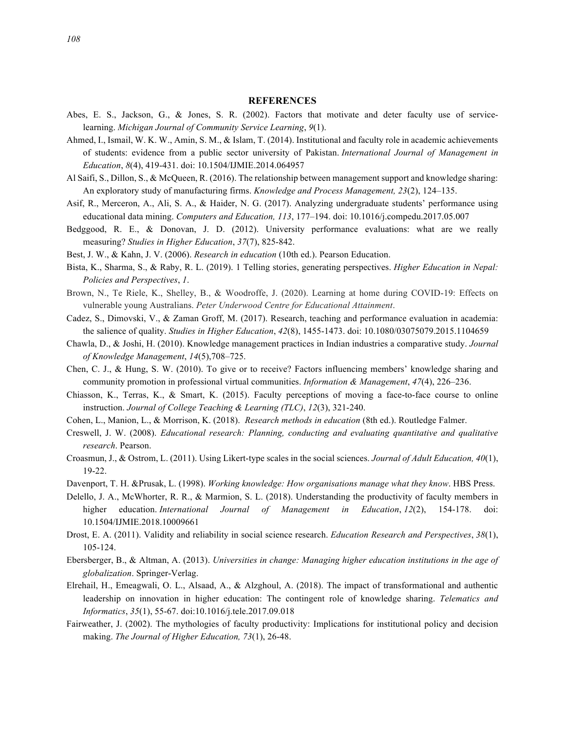## REFERENCES

Abes, E. S., Jackson, G., & Jones, S. R. (2002). Factors that motivate and deter faculty use of service-learning. *Michigan Journal of Community Service Learning*, *9*(1).

Ahmed, I., Ismail, W. K. W., Amin, S. M., & Islam, T. (2014). Institutional and faculty role in academic achievements of students: evidence from a public sector university of Pakistan. *International Journal of Management in Education*, *8*(4), 419-431. doi: 10.1504/IJMIE.2014.064957

Al Saifi, S., Dillon, S., & McQueen, R. (2016). The relationship between management support and knowledge sharing: An exploratory study of manufacturing firms. *Knowledge and Process Management, 23*(2), 124–135.

Asif, R., Merceron, A., Ali, S. A., & Haider, N. G. (2017). Analyzing undergraduate students' performance using educational data mining. *Computers and Education, 113*, 177–194. doi: 10.1016/j.compedu.2017.05.007

Bedggood, R. E., & Donovan, J. D. (2012). University performance evaluations: what are we really measuring? *Studies in Higher Education*, *37*(7), 825-842.

Best, J. W., & Kahn, J. V. (2006). *Research in education* (10th ed.). Pearson Education.

Bista, K., Sharma, S., & Raby, R. L. (2019). 1 Telling stories, generating perspectives. *Higher Education in Nepal: Policies and Perspectives*, *1*.

Brown, N., Te Riele, K., Shelley, B., & Woodroffe, J. (2020). Learning at home during COVID-19: Effects on vulnerable young Australians. *Peter Underwood Centre for Educational Attainment*.

Cadez, S., Dimovski, V., & Zaman Groff, M. (2017). Research, teaching and performance evaluation in academia: the salience of quality. *Studies in Higher Education*, *42*(8), 1455-1473. doi: 10.1080/03075079.2015.1104659

Chawla, D., & Joshi, H. (2010). Knowledge management practices in Indian industries a comparative study. *Journal of Knowledge Management*, *14*(5),708–725.

Chen, C. J., & Hung, S. W. (2010). To give or to receive? Factors influencing members' knowledge sharing and community promotion in professional virtual communities. *Information & Management*, *47*(4), 226–236.

Chiasson, K., Terras, K., & Smart, K. (2015). Faculty perceptions of moving a face-to-face course to online instruction. *Journal of College Teaching & Learning (TLC)*, *12*(3), 321-240.

Cohen, L., Manion, L., & Morrison, K. (2018). *Research methods in education* (8th ed.). Routledge Falmer.

Creswell, J. W. (2008). *Educational research: Planning, conducting and evaluating quantitative and qualitative research*. Pearson.

Croasmun, J., & Ostrom, L. (2011). Using Likert-type scales in the social sciences. *Journal of Adult Education, 40*(1), 19-22.

Davenport, T. H. &Prusak, L. (1998). *Working knowledge: How organisations manage what they know*. HBS Press.

Delello, J. A., McWhorter, R. R., & Marmion, S. L. (2018). Understanding the productivity of faculty members in higher education. *International Journal of Management in Education*, *12*(2), 154-178. doi: 10.1504/IJMIE.2018.10009661

Drost, E. A. (2011). Validity and reliability in social science research. *Education Research and Perspectives*, *38*(1), 105-124.

Ebersberger, B., & Altman, A. (2013). *Universities in change: Managing higher education institutions in the age of globalization*. Springer-Verlag.

Elrehail, H., Emeagwali, O. L., Alsaad, A., & Alzghoul, A. (2018). The impact of transformational and authentic leadership on innovation in higher education: The contingent role of knowledge sharing. *Telematics and Informatics*, *35*(1), 55-67. doi:10.1016/j.tele.2017.09.018

Fairweather, J. (2002). The mythologies of faculty productivity: Implications for institutional policy and decision making. *The Journal of Higher Education, 73*(1), 26-48.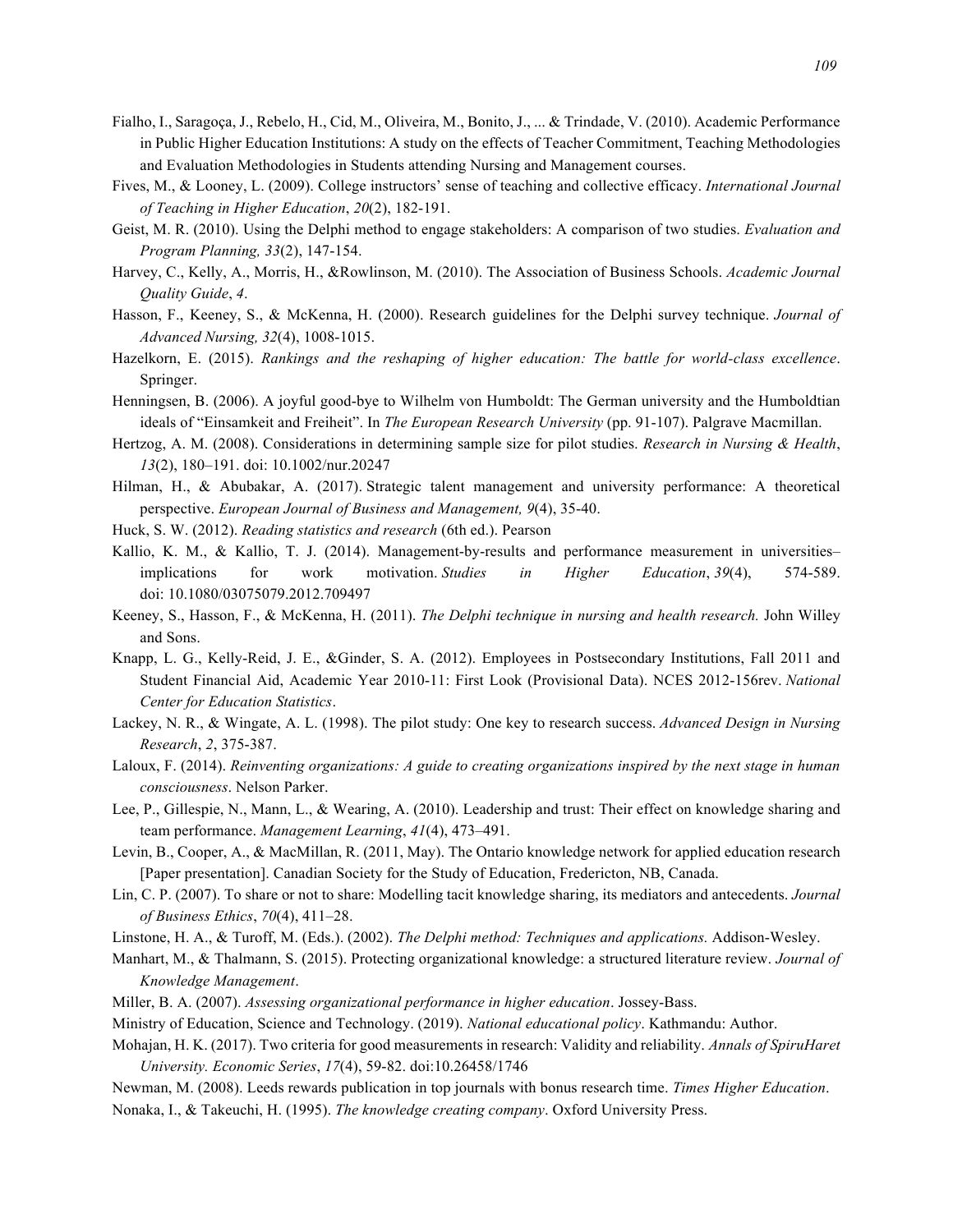Fialho, I., Saragoça, J., Rebelo, H., Cid, M., Oliveira, M., Bonito, J., ... & Trindade, V. (2010). Academic Performance in Public Higher Education Institutions: A study on the effects of Teacher Commitment, Teaching Methodologies and Evaluation Methodologies in Students attending Nursing and Management courses.

Fives, M., & Looney, L. (2009). College instructors' sense of teaching and collective efficacy. *International Journal of Teaching in Higher Education*, *20*(2), 182-191.

Geist, M. R. (2010). Using the Delphi method to engage stakeholders: A comparison of two studies. *Evaluation and Program Planning, 33*(2), 147-154.

Harvey, C., Kelly, A., Morris, H., &Rowlinson, M. (2010). The Association of Business Schools. *Academic Journal Quality Guide*, *4*.

Hasson, F., Keeney, S., & McKenna, H. (2000). Research guidelines for the Delphi survey technique. *Journal of Advanced Nursing, 32*(4), 1008-1015.

Hazelkorn, E. (2015). *Rankings and the reshaping of higher education: The battle for world-class excellence*. Springer.

Henningsen, B. (2006). A joyful good-bye to Wilhelm von Humboldt: The German university and the Humboldtian ideals of "Einsamkeit and Freiheit". In *The European Research University* (pp. 91-107). Palgrave Macmillan.

Hertzog, A. M. (2008). Considerations in determining sample size for pilot studies. *Research in Nursing & Health*, *13*(2), 180–191. doi: 10.1002/nur.20247

Hilman, H., & Abubakar, A. (2017). Strategic talent management and university performance: A theoretical perspective. *European Journal of Business and Management, 9*(4), 35-40.

Huck, S. W. (2012). *Reading statistics and research* (6th ed.). Pearson

Kallio, K. M., & Kallio, T. J. (2014). Management-by-results and performance measurement in universities–implications for work motivation. *Studies in Higher Education*, *39*(4), 574-589. doi: 10.1080/03075079.2012.709497

Keeney, S., Hasson, F., & McKenna, H. (2011). *The Delphi technique in nursing and health research.* John Willey and Sons.

Knapp, L. G., Kelly-Reid, J. E., &Ginder, S. A. (2012). Employees in Postsecondary Institutions, Fall 2011 and Student Financial Aid, Academic Year 2010-11: First Look (Provisional Data). NCES 2012-156rev. *National Center for Education Statistics*.

Lackey, N. R., & Wingate, A. L. (1998). The pilot study: One key to research success. *Advanced Design in Nursing Research*, *2*, 375-387.

Laloux, F. (2014). *Reinventing organizations: A guide to creating organizations inspired by the next stage in human consciousness*. Nelson Parker.

Lee, P., Gillespie, N., Mann, L., & Wearing, A. (2010). Leadership and trust: Their effect on knowledge sharing and team performance. *Management Learning*, *41*(4), 473–491.

Levin, B., Cooper, A., & MacMillan, R. (2011, May). The Ontario knowledge network for applied education research [Paper presentation]. Canadian Society for the Study of Education, Fredericton, NB, Canada.

Lin, C. P. (2007). To share or not to share: Modelling tacit knowledge sharing, its mediators and antecedents. *Journal of Business Ethics*, *70*(4), 411–28.

Linstone, H. A., & Turoff, M. (Eds.). (2002). *The Delphi method: Techniques and applications.* Addison-Wesley.

Manhart, M., & Thalmann, S. (2015). Protecting organizational knowledge: a structured literature review. *Journal of Knowledge Management*.

Miller, B. A. (2007). *Assessing organizational performance in higher education*. Jossey-Bass.

Ministry of Education, Science and Technology. (2019). *National educational policy*. Kathmandu: Author.

Mohajan, H. K. (2017). Two criteria for good measurements in research: Validity and reliability. *Annals of SpiruHaret University. Economic Series*, *17*(4), 59-82. doi:10.26458/1746

Newman, M. (2008). Leeds rewards publication in top journals with bonus research time. *Times Higher Education*.

Nonaka, I., & Takeuchi, H. (1995). *The knowledge creating company*. Oxford University Press.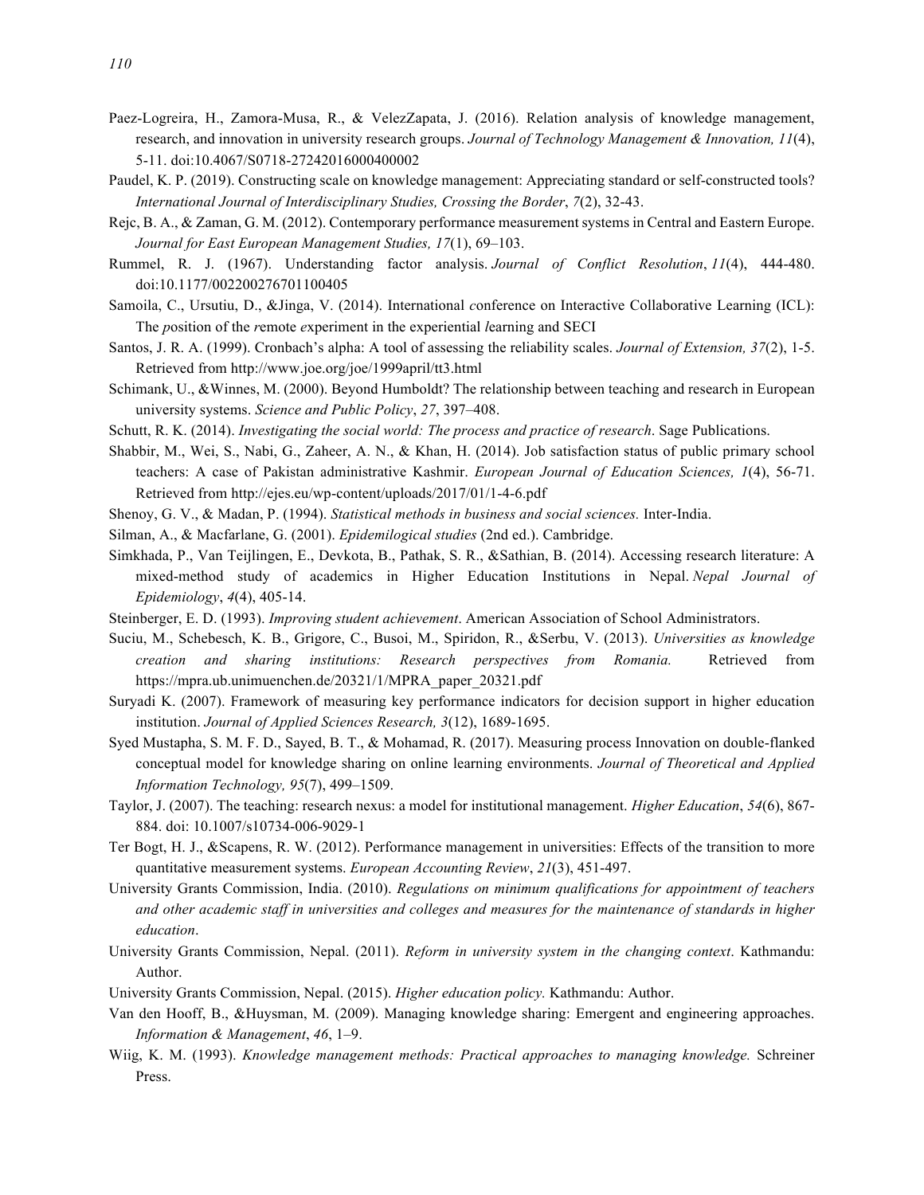Paez-Logreira, H., Zamora-Musa, R., & VelezZapata, J. (2016). Relation analysis of knowledge management, research, and innovation in university research groups. *Journal of Technology Management & Innovation, 11*(4), 5-11. doi:10.4067/S0718-27242016000400002

Paudel, K. P. (2019). Constructing scale on knowledge management: Appreciating standard or self-constructed tools? *International Journal of Interdisciplinary Studies, Crossing the Border*, *7*(2), 32-43.

Rejc, B. A., & Zaman, G. M. (2012). Contemporary performance measurement systems in Central and Eastern Europe. *Journal for East European Management Studies, 17*(1), 69–103.

Rummel, R. J. (1967). Understanding factor analysis. *Journal of Conflict Resolution*, *11*(4), 444-480. doi:10.1177/002200276701100405

Samoila, C., Ursutiu, D., &Jinga, V. (2014). International *c*onference on Interactive Collaborative Learning (ICL): The *p*osition of the *r*emote *e*xperiment in the experiential *l*earning and SECI

Santos, J. R. A. (1999). Cronbach's alpha: A tool of assessing the reliability scales. *Journal of Extension, 37*(2), 1-5. Retrieved from http://www.joe.org/joe/1999april/tt3.html

Schimank, U., &Winnes, M. (2000). Beyond Humboldt? The relationship between teaching and research in European university systems. *Science and Public Policy*, *27*, 397–408.

Schutt, R. K. (2014). *Investigating the social world: The process and practice of research*. Sage Publications.

Shabbir, M., Wei, S., Nabi, G., Zaheer, A. N., & Khan, H. (2014). Job satisfaction status of public primary school teachers: A case of Pakistan administrative Kashmir. *European Journal of Education Sciences, 1*(4), 56-71. Retrieved from http://ejes.eu/wp-content/uploads/2017/01/1-4-6.pdf

Shenoy, G. V., & Madan, P. (1994). *Statistical methods in business and social sciences.* Inter-India.

Silman, A., & Macfarlane, G. (2001). *Epidemilogical studies* (2nd ed.). Cambridge.

Simkhada, P., Van Teijlingen, E., Devkota, B., Pathak, S. R., &Sathian, B. (2014). Accessing research literature: A mixed-method study of academics in Higher Education Institutions in Nepal. *Nepal Journal of Epidemiology*, *4*(4), 405-14.

Steinberger, E. D. (1993). *Improving student achievement*. American Association of School Administrators.

Suciu, M., Schebesch, K. B., Grigore, C., Busoi, M., Spiridon, R., &Serbu, V. (2013). *Universities as knowledge creation and sharing institutions: Research perspectives from Romania.* Retrieved from https://mpra.ub.unimuenchen.de/20321/1/MPRA_paper_20321.pdf

Suryadi K. (2007). Framework of measuring key performance indicators for decision support in higher education institution. *Journal of Applied Sciences Research, 3*(12), 1689-1695.

Syed Mustapha, S. M. F. D., Sayed, B. T., & Mohamad, R. (2017). Measuring process Innovation on double-flanked conceptual model for knowledge sharing on online learning environments. *Journal of Theoretical and Applied Information Technology, 95*(7), 499–1509.

Taylor, J. (2007). The teaching: research nexus: a model for institutional management. *Higher Education*, *54*(6), 867-884. doi: 10.1007/s10734-006-9029-1

Ter Bogt, H. J., &Scapens, R. W. (2012). Performance management in universities: Effects of the transition to more quantitative measurement systems. *European Accounting Review*, *21*(3), 451-497.

University Grants Commission, India. (2010). *Regulations on minimum qualifications for appointment of teachers and other academic staff in universities and colleges and measures for the maintenance of standards in higher education*.

University Grants Commission, Nepal. (2011). *Reform in university system in the changing context*. Kathmandu: Author.

University Grants Commission, Nepal. (2015). *Higher education policy.* Kathmandu: Author.

Van den Hooff, B., &Huysman, M. (2009). Managing knowledge sharing: Emergent and engineering approaches. *Information & Management*, *46*, 1–9.

Wiig, K. M. (1993). *Knowledge management methods: Practical approaches to managing knowledge.* Schreiner Press.